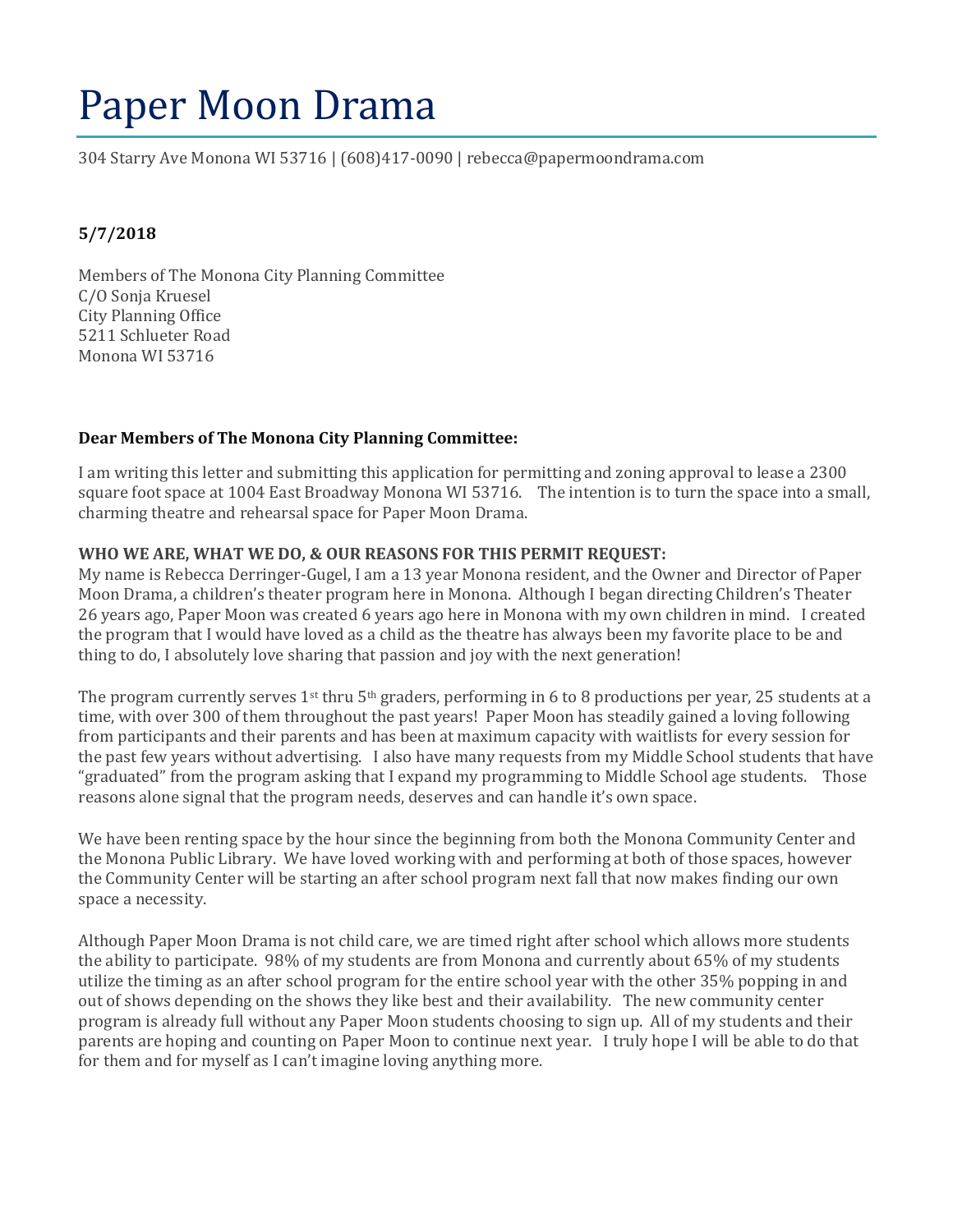# Paper Moon Drama

304 Starry Ave Monona WI 53716 | (608)417-0090 | rebecca@papermoondrama.com

**5/7/2018**

Members of The Monona City Planning Committee
C/O Sonja Kruesel
City Planning Office
5211 Schlueter Road
Monona WI 53716

**Dear Members of The Monona City Planning Committee:**

I am writing this letter and submitting this application for permitting and zoning approval to lease a 2300 square foot space at 1004 East Broadway Monona WI 53716. The intention is to turn the space into a small, charming theatre and rehearsal space for Paper Moon Drama.

**WHO WE ARE, WHAT WE DO, & OUR REASONS FOR THIS PERMIT REQUEST:**
My name is Rebecca Derringer-Gugel, I am a 13 year Monona resident, and the Owner and Director of Paper Moon Drama, a children's theater program here in Monona. Although I began directing Children's Theater 26 years ago, Paper Moon was created 6 years ago here in Monona with my own children in mind. I created the program that I would have loved as a child as the theatre has always been my favorite place to be and thing to do, I absolutely love sharing that passion and joy with the next generation!

The program currently serves 1st thru 5th graders, performing in 6 to 8 productions per year, 25 students at a time, with over 300 of them throughout the past years! Paper Moon has steadily gained a loving following from participants and their parents and has been at maximum capacity with waitlists for every session for the past few years without advertising. I also have many requests from my Middle School students that have "graduated" from the program asking that I expand my programming to Middle School age students. Those reasons alone signal that the program needs, deserves and can handle it's own space.

We have been renting space by the hour since the beginning from both the Monona Community Center and the Monona Public Library. We have loved working with and performing at both of those spaces, however the Community Center will be starting an after school program next fall that now makes finding our own space a necessity.

Although Paper Moon Drama is not child care, we are timed right after school which allows more students the ability to participate. 98% of my students are from Monona and currently about 65% of my students utilize the timing as an after school program for the entire school year with the other 35% popping in and out of shows depending on the shows they like best and their availability. The new community center program is already full without any Paper Moon students choosing to sign up. All of my students and their parents are hoping and counting on Paper Moon to continue next year. I truly hope I will be able to do that for them and for myself as I can't imagine loving anything more.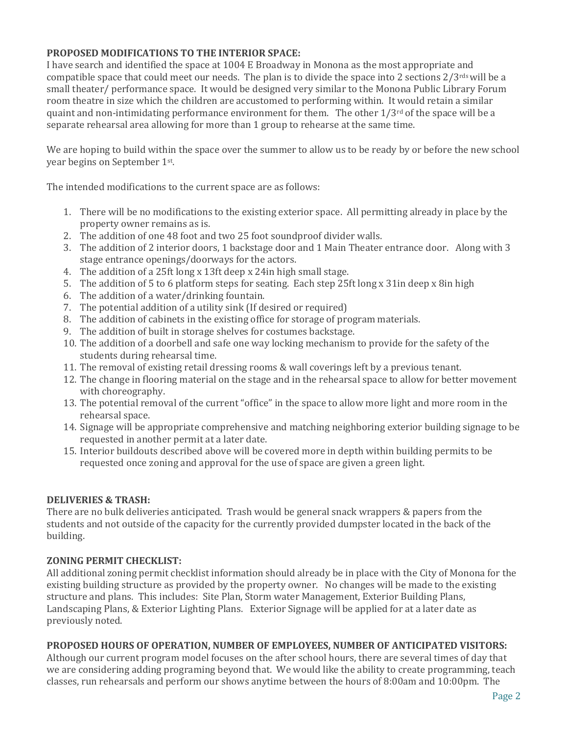**PROPOSED MODIFICATIONS TO THE INTERIOR SPACE:**
I have search and identified the space at 1004 E Broadway in Monona as the most appropriate and compatible space that could meet our needs. The plan is to divide the space into 2 sections 2/3rds will be a small theater/ performance space. It would be designed very similar to the Monona Public Library Forum room theatre in size which the children are accustomed to performing within. It would retain a similar quaint and non-intimidating performance environment for them. The other 1/3rd of the space will be a separate rehearsal area allowing for more than 1 group to rehearse at the same time.

We are hoping to build within the space over the summer to allow us to be ready by or before the new school year begins on September 1st.

The intended modifications to the current space are as follows:

1. There will be no modifications to the existing exterior space. All permitting already in place by the property owner remains as is.
2. The addition of one 48 foot and two 25 foot soundproof divider walls.
3. The addition of 2 interior doors, 1 backstage door and 1 Main Theater entrance door. Along with 3 stage entrance openings/doorways for the actors.
4. The addition of a 25ft long x 13ft deep x 24in high small stage.
5. The addition of 5 to 6 platform steps for seating. Each step 25ft long x 31in deep x 8in high
6. The addition of a water/drinking fountain.
7. The potential addition of a utility sink (If desired or required)
8. The addition of cabinets in the existing office for storage of program materials.
9. The addition of built in storage shelves for costumes backstage.
10. The addition of a doorbell and safe one way locking mechanism to provide for the safety of the students during rehearsal time.
11. The removal of existing retail dressing rooms & wall coverings left by a previous tenant.
12. The change in flooring material on the stage and in the rehearsal space to allow for better movement with choreography.
13. The potential removal of the current "office" in the space to allow more light and more room in the rehearsal space.
14. Signage will be appropriate comprehensive and matching neighboring exterior building signage to be requested in another permit at a later date.
15. Interior buildouts described above will be covered more in depth within building permits to be requested once zoning and approval for the use of space are given a green light.

**DELIVERIES & TRASH:**
There are no bulk deliveries anticipated. Trash would be general snack wrappers & papers from the students and not outside of the capacity for the currently provided dumpster located in the back of the building.

**ZONING PERMIT CHECKLIST:**
All additional zoning permit checklist information should already be in place with the City of Monona for the existing building structure as provided by the property owner. No changes will be made to the existing structure and plans. This includes: Site Plan, Storm water Management, Exterior Building Plans, Landscaping Plans, & Exterior Lighting Plans. Exterior Signage will be applied for at a later date as previously noted.

**PROPOSED HOURS OF OPERATION, NUMBER OF EMPLOYEES, NUMBER OF ANTICIPATED VISITORS:**
Although our current program model focuses on the after school hours, there are several times of day that we are considering adding programing beyond that. We would like the ability to create programming, teach classes, run rehearsals and perform our shows anytime between the hours of 8:00am and 10:00pm. The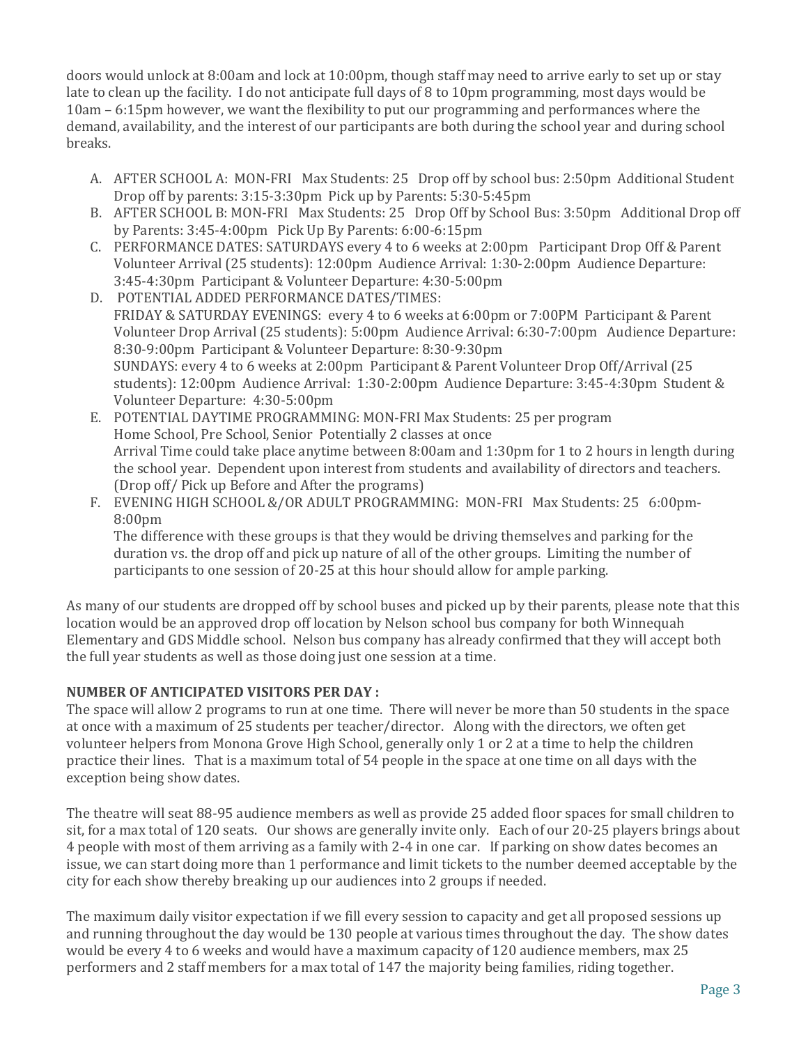doors would unlock at 8:00am and lock at 10:00pm, though staff may need to arrive early to set up or stay late to clean up the facility. I do not anticipate full days of 8 to 10pm programming, most days would be 10am – 6:15pm however, we want the flexibility to put our programming and performances where the demand, availability, and the interest of our participants are both during the school year and during school breaks.

A. AFTER SCHOOL A: MON-FRI Max Students: 25 Drop off by school bus: 2:50pm Additional Student Drop off by parents: 3:15-3:30pm Pick up by Parents: 5:30-5:45pm
B. AFTER SCHOOL B: MON-FRI Max Students: 25 Drop Off by School Bus: 3:50pm Additional Drop off by Parents: 3:45-4:00pm Pick Up By Parents: 6:00-6:15pm
C. PERFORMANCE DATES: SATURDAYS every 4 to 6 weeks at 2:00pm Participant Drop Off & Parent Volunteer Arrival (25 students): 12:00pm Audience Arrival: 1:30-2:00pm Audience Departure: 3:45-4:30pm Participant & Volunteer Departure: 4:30-5:00pm
D. POTENTIAL ADDED PERFORMANCE DATES/TIMES:
   FRIDAY & SATURDAY EVENINGS: every 4 to 6 weeks at 6:00pm or 7:00PM Participant & Parent Volunteer Drop Arrival (25 students): 5:00pm Audience Arrival: 6:30-7:00pm Audience Departure: 8:30-9:00pm Participant & Volunteer Departure: 8:30-9:30pm
   SUNDAYS: every 4 to 6 weeks at 2:00pm Participant & Parent Volunteer Drop Off/Arrival (25 students): 12:00pm Audience Arrival: 1:30-2:00pm Audience Departure: 3:45-4:30pm Student & Volunteer Departure: 4:30-5:00pm
E. POTENTIAL DAYTIME PROGRAMMING: MON-FRI Max Students: 25 per program
   Home School, Pre School, Senior Potentially 2 classes at once
   Arrival Time could take place anytime between 8:00am and 1:30pm for 1 to 2 hours in length during the school year. Dependent upon interest from students and availability of directors and teachers. (Drop off/ Pick up Before and After the programs)
F. EVENING HIGH SCHOOL &/OR ADULT PROGRAMMING: MON-FRI Max Students: 25 6:00pm-8:00pm
   The difference with these groups is that they would be driving themselves and parking for the duration vs. the drop off and pick up nature of all of the other groups. Limiting the number of participants to one session of 20-25 at this hour should allow for ample parking.

As many of our students are dropped off by school buses and picked up by their parents, please note that this location would be an approved drop off location by Nelson school bus company for both Winnequah Elementary and GDS Middle school. Nelson bus company has already confirmed that they will accept both the full year students as well as those doing just one session at a time.

**NUMBER OF ANTICIPATED VISITORS PER DAY :**

The space will allow 2 programs to run at one time. There will never be more than 50 students in the space at once with a maximum of 25 students per teacher/director. Along with the directors, we often get volunteer helpers from Monona Grove High School, generally only 1 or 2 at a time to help the children practice their lines. That is a maximum total of 54 people in the space at one time on all days with the exception being show dates.

The theatre will seat 88-95 audience members as well as provide 25 added floor spaces for small children to sit, for a max total of 120 seats. Our shows are generally invite only. Each of our 20-25 players brings about 4 people with most of them arriving as a family with 2-4 in one car. If parking on show dates becomes an issue, we can start doing more than 1 performance and limit tickets to the number deemed acceptable by the city for each show thereby breaking up our audiences into 2 groups if needed.

The maximum daily visitor expectation if we fill every session to capacity and get all proposed sessions up and running throughout the day would be 130 people at various times throughout the day. The show dates would be every 4 to 6 weeks and would have a maximum capacity of 120 audience members, max 25 performers and 2 staff members for a max total of 147 the majority being families, riding together.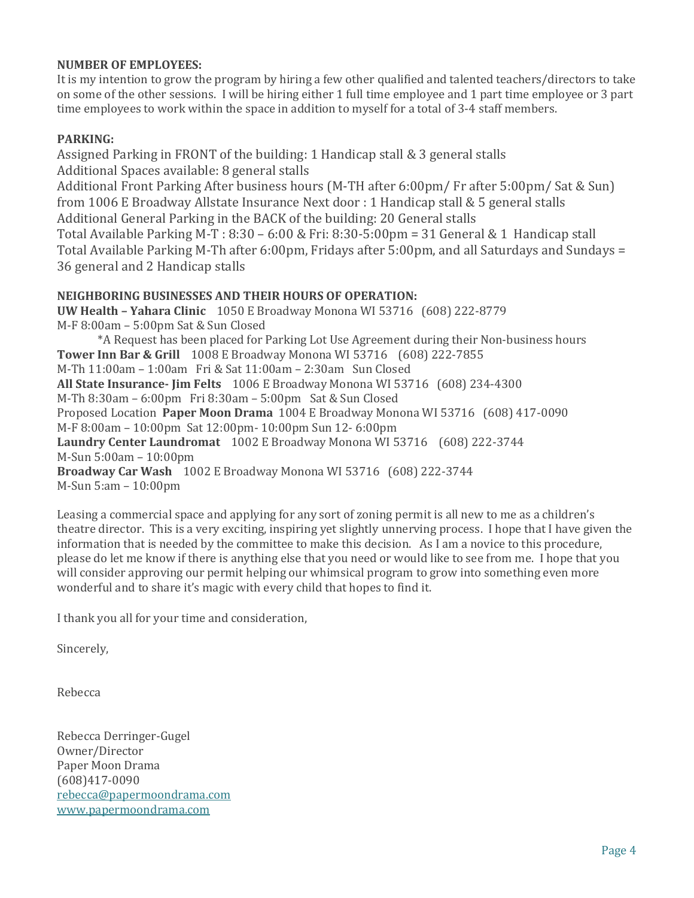**NUMBER OF EMPLOYEES:**
It is my intention to grow the program by hiring a few other qualified and talented teachers/directors to take on some of the other sessions. I will be hiring either 1 full time employee and 1 part time employee or 3 part time employees to work within the space in addition to myself for a total of 3-4 staff members.

**PARKING:**
Assigned Parking in FRONT of the building: 1 Handicap stall & 3 general stalls
Additional Spaces available: 8 general stalls
Additional Front Parking After business hours (M-TH after 6:00pm/ Fr after 5:00pm/ Sat & Sun) from 1006 E Broadway Allstate Insurance Next door : 1 Handicap stall & 5 general stalls
Additional General Parking in the BACK of the building: 20 General stalls
Total Available Parking M-T : 8:30 – 6:00 & Fri: 8:30-5:00pm = 31 General & 1 Handicap stall
Total Available Parking M-Th after 6:00pm, Fridays after 5:00pm, and all Saturdays and Sundays = 36 general and 2 Handicap stalls

**NEIGHBORING BUSINESSES AND THEIR HOURS OF OPERATION:**
**UW Health – Yahara Clinic** 1050 E Broadway Monona WI 53716 (608) 222-8779
M-F 8:00am – 5:00pm Sat & Sun Closed
*A Request has been placed for Parking Lot Use Agreement during their Non-business hours
**Tower Inn Bar & Grill** 1008 E Broadway Monona WI 53716 (608) 222-7855
M-Th 11:00am – 1:00am Fri & Sat 11:00am – 2:30am Sun Closed
**All State Insurance- Jim Felts** 1006 E Broadway Monona WI 53716 (608) 234-4300
M-Th 8:30am – 6:00pm Fri 8:30am – 5:00pm Sat & Sun Closed
Proposed Location **Paper Moon Drama** 1004 E Broadway Monona WI 53716 (608) 417-0090
M-F 8:00am – 10:00pm Sat 12:00pm- 10:00pm Sun 12- 6:00pm
**Laundry Center Laundromat** 1002 E Broadway Monona WI 53716 (608) 222-3744
M-Sun 5:00am – 10:00pm
**Broadway Car Wash** 1002 E Broadway Monona WI 53716 (608) 222-3744
M-Sun 5:am – 10:00pm

Leasing a commercial space and applying for any sort of zoning permit is all new to me as a children's theatre director. This is a very exciting, inspiring yet slightly unnerving process. I hope that I have given the information that is needed by the committee to make this decision. As I am a novice to this procedure, please do let me know if there is anything else that you need or would like to see from me. I hope that you will consider approving our permit helping our whimsical program to grow into something even more wonderful and to share it's magic with every child that hopes to find it.

I thank you all for your time and consideration,

Sincerely,

Rebecca

Rebecca Derringer-Gugel
Owner/Director
Paper Moon Drama
(608)417-0090
rebecca@papermoondrama.com
www.papermoondrama.com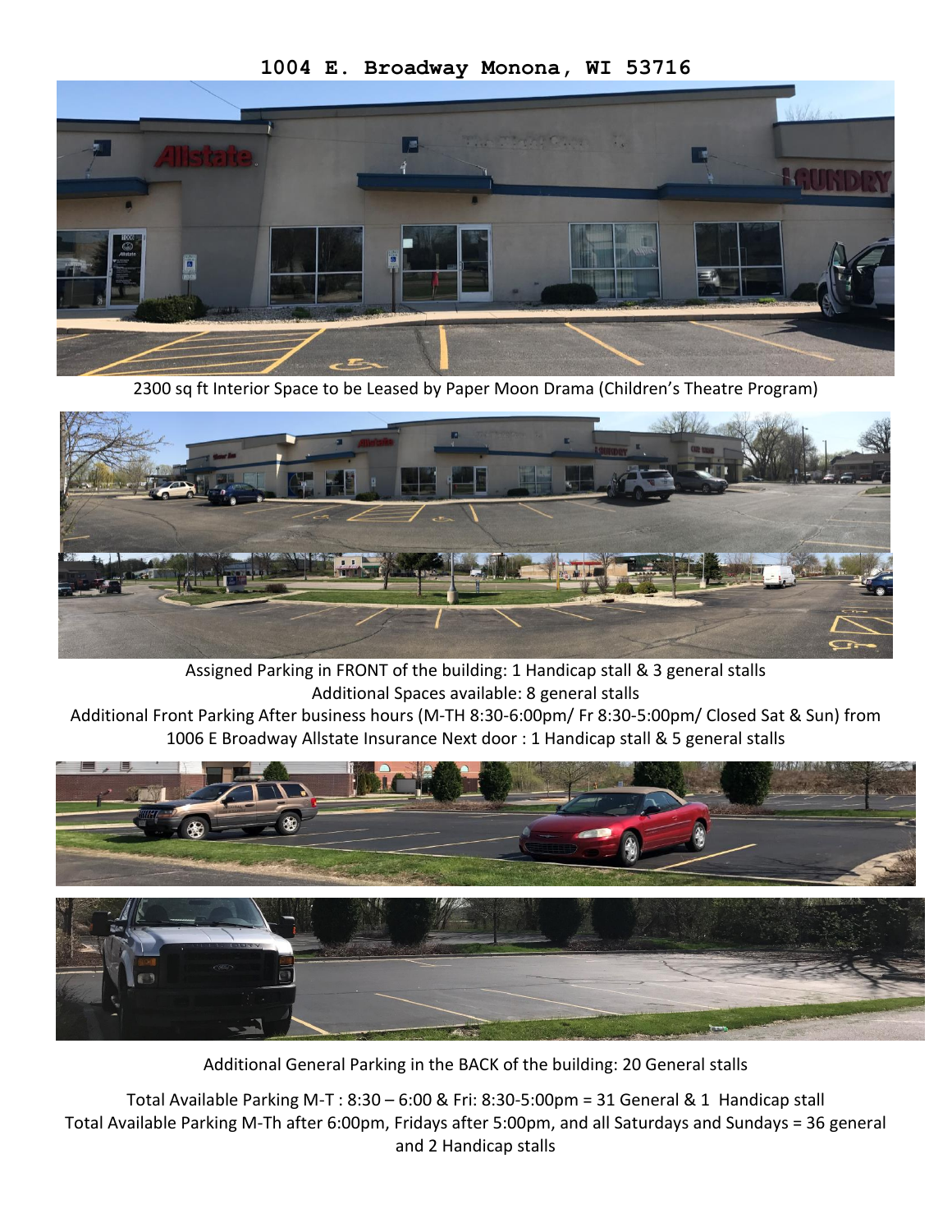**1004 E. Broadway Monona, WI 53716**

2300 sq ft Interior Space to be Leased by Paper Moon Drama (Children's Theatre Program)

Assigned Parking in FRONT of the building: 1 Handicap stall & 3 general stalls
Additional Spaces available: 8 general stalls
Additional Front Parking After business hours (M-TH 8:30-6:00pm/ Fr 8:30-5:00pm/ Closed Sat & Sun) from 1006 E Broadway Allstate Insurance Next door : 1 Handicap stall & 5 general stalls

Additional General Parking in the BACK of the building: 20 General stalls

Total Available Parking M-T : 8:30 – 6:00 & Fri: 8:30-5:00pm = 31 General & 1 Handicap stall
Total Available Parking M-Th after 6:00pm, Fridays after 5:00pm, and all Saturdays and Sundays = 36 general and 2 Handicap stalls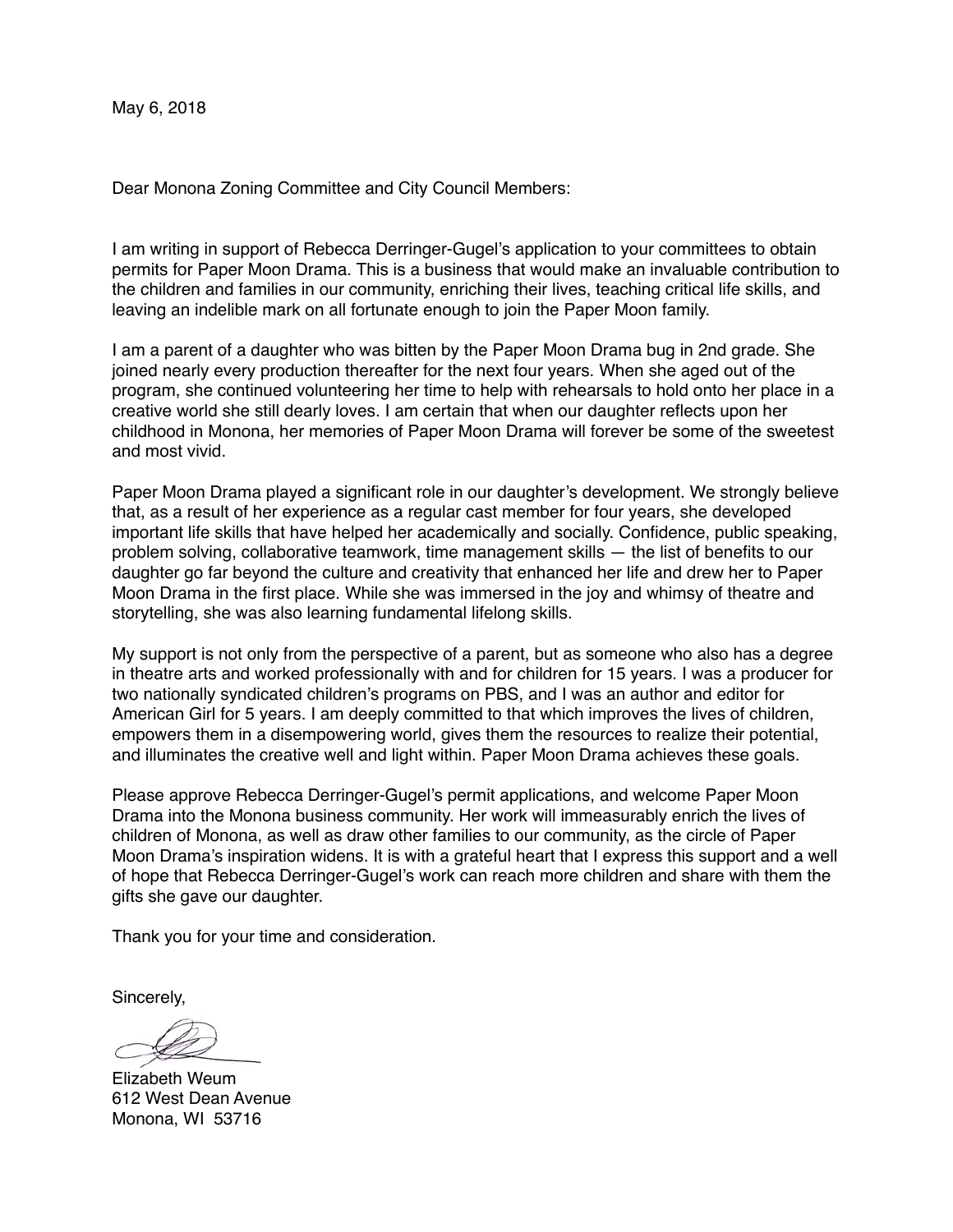May 6, 2018

Dear Monona Zoning Committee and City Council Members:

I am writing in support of Rebecca Derringer-Gugel's application to your committees to obtain permits for Paper Moon Drama. This is a business that would make an invaluable contribution to the children and families in our community, enriching their lives, teaching critical life skills, and leaving an indelible mark on all fortunate enough to join the Paper Moon family.

I am a parent of a daughter who was bitten by the Paper Moon Drama bug in 2nd grade. She joined nearly every production thereafter for the next four years. When she aged out of the program, she continued volunteering her time to help with rehearsals to hold onto her place in a creative world she still dearly loves. I am certain that when our daughter reflects upon her childhood in Monona, her memories of Paper Moon Drama will forever be some of the sweetest and most vivid.

Paper Moon Drama played a significant role in our daughter's development. We strongly believe that, as a result of her experience as a regular cast member for four years, she developed important life skills that have helped her academically and socially. Confidence, public speaking, problem solving, collaborative teamwork, time management skills — the list of benefits to our daughter go far beyond the culture and creativity that enhanced her life and drew her to Paper Moon Drama in the first place. While she was immersed in the joy and whimsy of theatre and storytelling, she was also learning fundamental lifelong skills.

My support is not only from the perspective of a parent, but as someone who also has a degree in theatre arts and worked professionally with and for children for 15 years. I was a producer for two nationally syndicated children's programs on PBS, and I was an author and editor for American Girl for 5 years. I am deeply committed to that which improves the lives of children, empowers them in a disempowering world, gives them the resources to realize their potential, and illuminates the creative well and light within. Paper Moon Drama achieves these goals.

Please approve Rebecca Derringer-Gugel's permit applications, and welcome Paper Moon Drama into the Monona business community. Her work will immeasurably enrich the lives of children of Monona, as well as draw other families to our community, as the circle of Paper Moon Drama's inspiration widens. It is with a grateful heart that I express this support and a well of hope that Rebecca Derringer-Gugel's work can reach more children and share with them the gifts she gave our daughter.

Thank you for your time and consideration.

Sincerely,

Elizabeth Weum
612 West Dean Avenue
Monona, WI 53716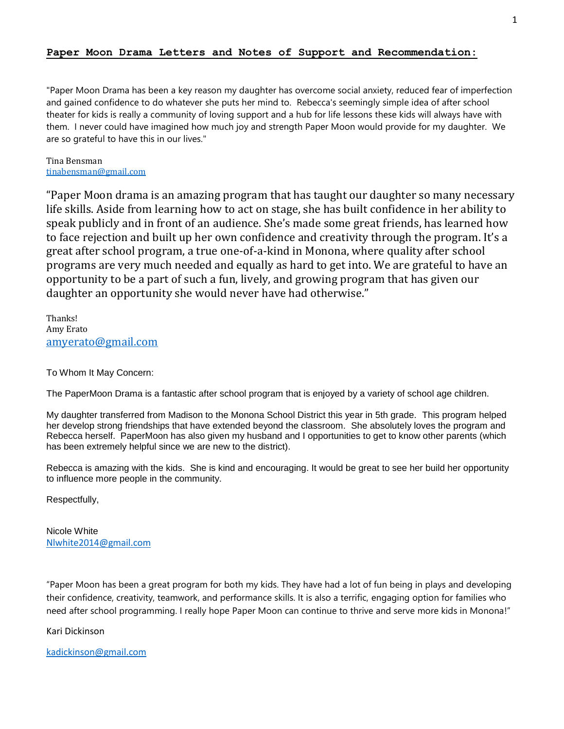**Paper Moon Drama Letters and Notes of Support and Recommendation:**

"Paper Moon Drama has been a key reason my daughter has overcome social anxiety, reduced fear of imperfection and gained confidence to do whatever she puts her mind to. Rebecca's seemingly simple idea of after school theater for kids is really a community of loving support and a hub for life lessons these kids will always have with them. I never could have imagined how much joy and strength Paper Moon would provide for my daughter. We are so grateful to have this in our lives."

Tina Bensman
tinabensman@gmail.com

"Paper Moon drama is an amazing program that has taught our daughter so many necessary life skills. Aside from learning how to act on stage, she has built confidence in her ability to speak publicly and in front of an audience. She's made some great friends, has learned how to face rejection and built up her own confidence and creativity through the program. It's a great after school program, a true one-of-a-kind in Monona, where quality after school programs are very much needed and equally as hard to get into. We are grateful to have an opportunity to be a part of such a fun, lively, and growing program that has given our daughter an opportunity she would never have had otherwise."

Thanks!
Amy Erato
amyerato@gmail.com

To Whom It May Concern:

The PaperMoon Drama is a fantastic after school program that is enjoyed by a variety of school age children.

My daughter transferred from Madison to the Monona School District this year in 5th grade. This program helped her develop strong friendships that have extended beyond the classroom. She absolutely loves the program and Rebecca herself. PaperMoon has also given my husband and I opportunities to get to know other parents (which has been extremely helpful since we are new to the district).

Rebecca is amazing with the kids. She is kind and encouraging. It would be great to see her build her opportunity to influence more people in the community.

Respectfully,

Nicole White
Nlwhite2014@gmail.com

"Paper Moon has been a great program for both my kids. They have had a lot of fun being in plays and developing their confidence, creativity, teamwork, and performance skills. It is also a terrific, engaging option for families who need after school programming. I really hope Paper Moon can continue to thrive and serve more kids in Monona!"

Kari Dickinson

kadickinson@gmail.com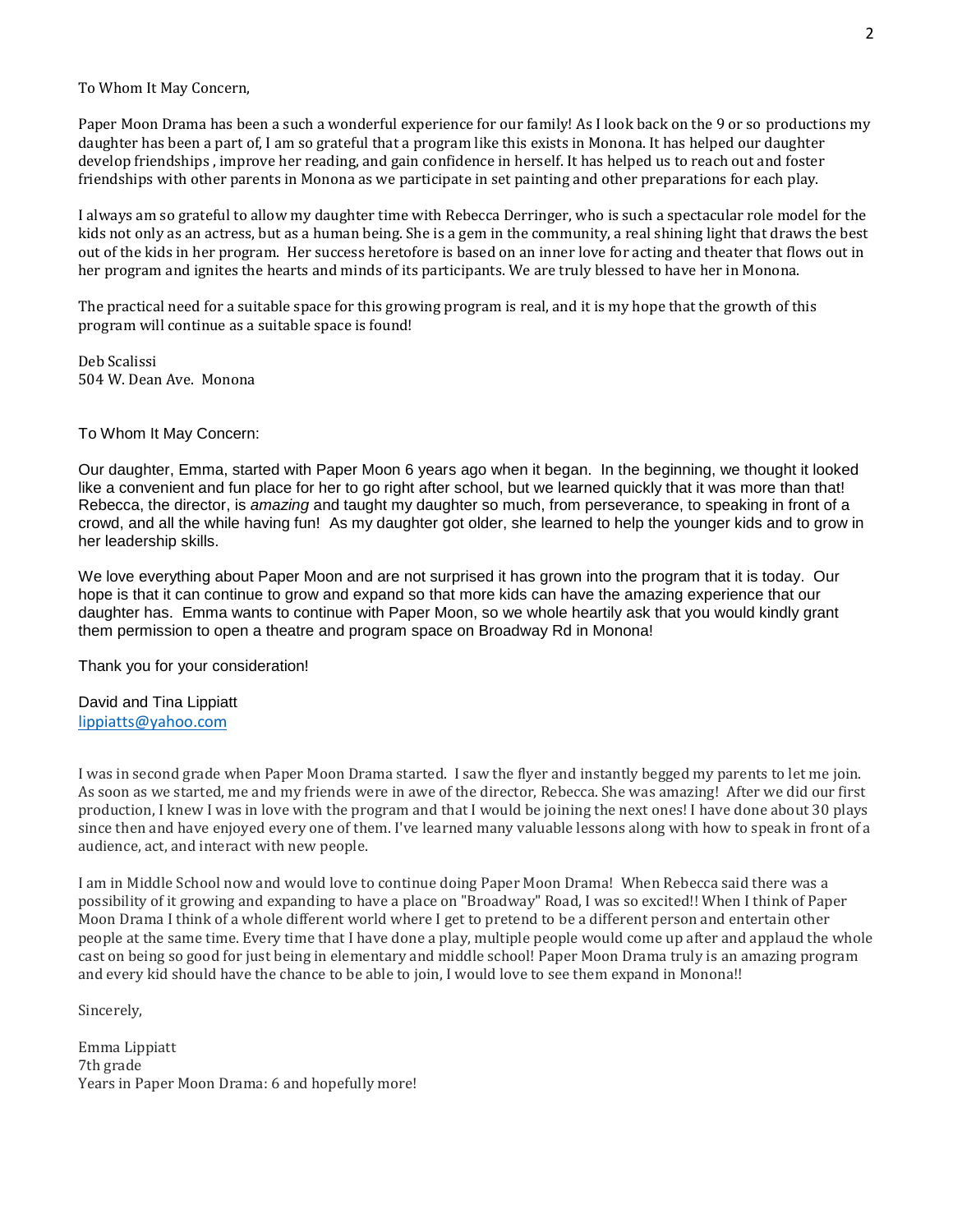To Whom It May Concern,

Paper Moon Drama has been a such a wonderful experience for our family! As I look back on the 9 or so productions my daughter has been a part of, I am so grateful that a program like this exists in Monona. It has helped our daughter develop friendships , improve her reading, and gain confidence in herself. It has helped us to reach out and foster friendships with other parents in Monona as we participate in set painting and other preparations for each play.

I always am so grateful to allow my daughter time with Rebecca Derringer, who is such a spectacular role model for the kids not only as an actress, but as a human being. She is a gem in the community, a real shining light that draws the best out of the kids in her program. Her success heretofore is based on an inner love for acting and theater that flows out in her program and ignites the hearts and minds of its participants. We are truly blessed to have her in Monona.

The practical need for a suitable space for this growing program is real, and it is my hope that the growth of this program will continue as a suitable space is found!

Deb Scalissi
504 W. Dean Ave. Monona

To Whom It May Concern:

Our daughter, Emma, started with Paper Moon 6 years ago when it began. In the beginning, we thought it looked like a convenient and fun place for her to go right after school, but we learned quickly that it was more than that! Rebecca, the director, is *amazing* and taught my daughter so much, from perseverance, to speaking in front of a crowd, and all the while having fun! As my daughter got older, she learned to help the younger kids and to grow in her leadership skills.

We love everything about Paper Moon and are not surprised it has grown into the program that it is today. Our hope is that it can continue to grow and expand so that more kids can have the amazing experience that our daughter has. Emma wants to continue with Paper Moon, so we whole heartily ask that you would kindly grant them permission to open a theatre and program space on Broadway Rd in Monona!

Thank you for your consideration!

David and Tina Lippiatt
lippiatts@yahoo.com

I was in second grade when Paper Moon Drama started. I saw the flyer and instantly begged my parents to let me join. As soon as we started, me and my friends were in awe of the director, Rebecca. She was amazing! After we did our first production, I knew I was in love with the program and that I would be joining the next ones! I have done about 30 plays since then and have enjoyed every one of them. I've learned many valuable lessons along with how to speak in front of a audience, act, and interact with new people.

I am in Middle School now and would love to continue doing Paper Moon Drama! When Rebecca said there was a possibility of it growing and expanding to have a place on "Broadway" Road, I was so excited!! When I think of Paper Moon Drama I think of a whole different world where I get to pretend to be a different person and entertain other people at the same time. Every time that I have done a play, multiple people would come up after and applaud the whole cast on being so good for just being in elementary and middle school! Paper Moon Drama truly is an amazing program and every kid should have the chance to be able to join, I would love to see them expand in Monona!!

Sincerely,

Emma Lippiatt
7th grade
Years in Paper Moon Drama: 6 and hopefully more!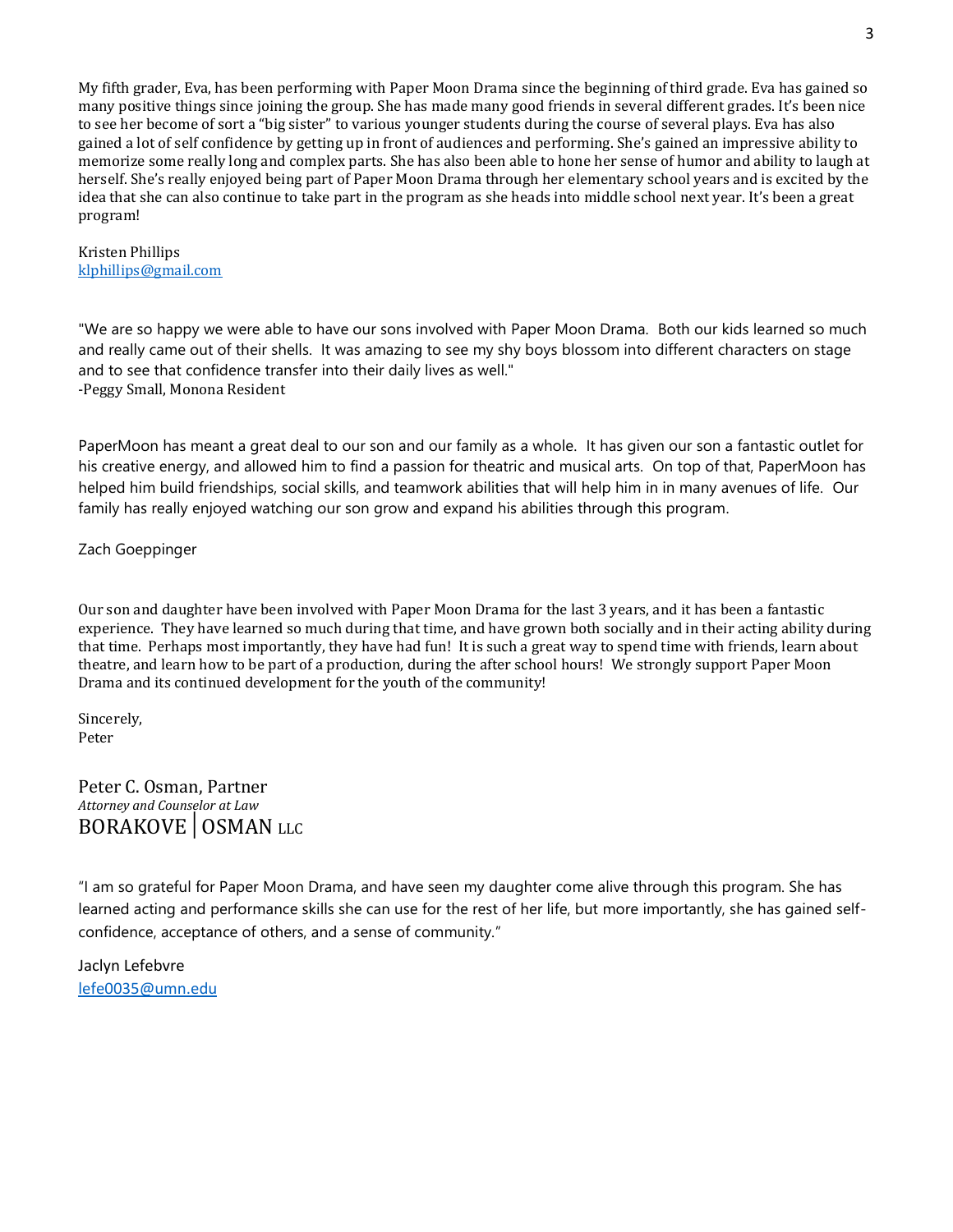My fifth grader, Eva, has been performing with Paper Moon Drama since the beginning of third grade. Eva has gained so many positive things since joining the group. She has made many good friends in several different grades. It's been nice to see her become of sort a "big sister" to various younger students during the course of several plays. Eva has also gained a lot of self confidence by getting up in front of audiences and performing. She's gained an impressive ability to memorize some really long and complex parts. She has also been able to hone her sense of humor and ability to laugh at herself. She's really enjoyed being part of Paper Moon Drama through her elementary school years and is excited by the idea that she can also continue to take part in the program as she heads into middle school next year. It's been a great program!

Kristen Phillips
klphillips@gmail.com

"We are so happy we were able to have our sons involved with Paper Moon Drama. Both our kids learned so much and really came out of their shells. It was amazing to see my shy boys blossom into different characters on stage and to see that confidence transfer into their daily lives as well."
-Peggy Small, Monona Resident

PaperMoon has meant a great deal to our son and our family as a whole. It has given our son a fantastic outlet for his creative energy, and allowed him to find a passion for theatric and musical arts. On top of that, PaperMoon has helped him build friendships, social skills, and teamwork abilities that will help him in in many avenues of life. Our family has really enjoyed watching our son grow and expand his abilities through this program.

Zach Goeppinger

Our son and daughter have been involved with Paper Moon Drama for the last 3 years, and it has been a fantastic experience. They have learned so much during that time, and have grown both socially and in their acting ability during that time. Perhaps most importantly, they have had fun! It is such a great way to spend time with friends, learn about theatre, and learn how to be part of a production, during the after school hours! We strongly support Paper Moon Drama and its continued development for the youth of the community!

Sincerely,
Peter

Peter C. Osman, Partner
*Attorney and Counselor at Law*
BORAKOVE | OSMAN LLC

"I am so grateful for Paper Moon Drama, and have seen my daughter come alive through this program. She has learned acting and performance skills she can use for the rest of her life, but more importantly, she has gained self-confidence, acceptance of others, and a sense of community."

Jaclyn Lefebvre
lefe0035@umn.edu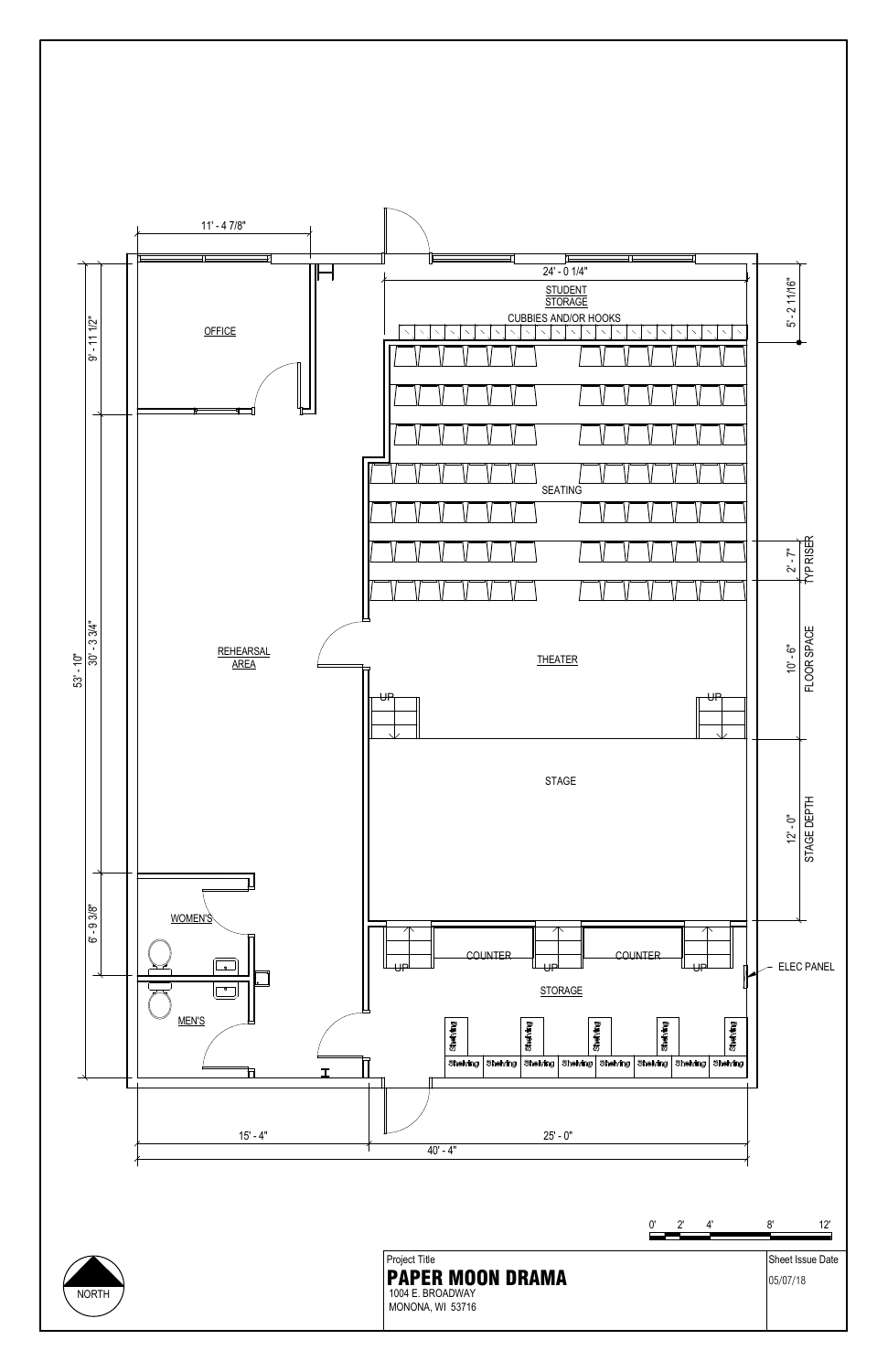11' - 4 7/8"

OFFICE

24' - 0 1/4"

STUDENT STORAGE

CUBBIES AND/OR HOOKS

5' - 2 11/16"

9' - 11 1/2"

SEATING

2' - 7"
TYP RISER

53' - 10"

30' - 3 3/4"

REHEARSAL AREA

THEATER

10' - 6"
FLOOR SPACE

UP

UP

STAGE

12' - 0"
STAGE DEPTH

6' - 9 3/8"

WOMEN'S

COUNTER

COUNTER

UP

UP

UP

ELEC PANEL

STORAGE

MEN'S

Shelving Shelving Shelving Shelving Shelving

Shelving Shelving Shelving Shelving Shelving Shelving Shelving Shelving

15' - 4"

25' - 0"

40' - 4"

0' 2' 4' 8' 12'

NORTH

Project Title

**PAPER MOON DRAMA**

1004 E. BROADWAY
MONONA, WI 53716

Sheet Issue Date
05/07/18